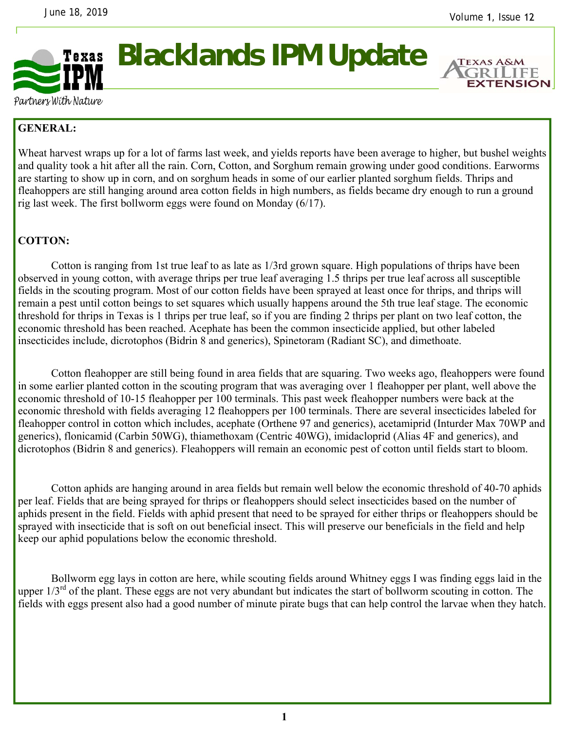# Blacklands IPM Update

June 18, 2019

Texas IPM — Partners With Nature

Texas A&M AgriLife Extension

## GENERAL:

Wheat harvest wraps up for a lot of farms last week, and yields reports have been average to higher, but bushel weights and quality took a hit after all the rain. Corn, Cotton, and Sorghum remain growing under good conditions. Earworms are starting to show up in corn, and on sorghum heads in some of our earlier planted sorghum fields. Thrips and fleahoppers are still hanging around area cotton fields in high numbers, as fields became dry enough to run a ground rig last week. The first bollworm eggs were found on Monday (6/17).

## COTTON:

Cotton is ranging from 1st true leaf to as late as 1/3rd grown square. High populations of thrips have been observed in young cotton, with average thrips per true leaf averaging 1.5 thrips per true leaf across all susceptible fields in the scouting program. Most of our cotton fields have been sprayed at least once for thrips, and thrips will remain a pest until cotton beings to set squares which usually happens around the 5th true leaf stage. The economic threshold for thrips in Texas is 1 thrips per true leaf, so if you are finding 2 thrips per plant on two leaf cotton, the economic threshold has been reached. Acephate has been the common insecticide applied, but other labeled insecticides include, dicrotophos (Bidrin 8 and generics), Spinetoram (Radiant SC), and dimethoate.

Cotton fleahopper are still being found in area fields that are squaring. Two weeks ago, fleahoppers were found in some earlier planted cotton in the scouting program that was averaging over 1 fleahopper per plant, well above the economic threshold of 10-15 fleahopper per 100 terminals. This past week fleahopper numbers were back at the economic threshold with fields averaging 12 fleahoppers per 100 terminals. There are several insecticides labeled for fleahopper control in cotton which includes, acephate (Orthene 97 and generics), acetamiprid (Inturder Max 70WP and generics), flonicamid (Carbin 50WG), thiamethoxam (Centric 40WG), imidacloprid (Alias 4F and generics), and dicrotophos (Bidrin 8 and generics). Fleahoppers will remain an economic pest of cotton until fields start to bloom.

Cotton aphids are hanging around in area fields but remain well below the economic threshold of 40-70 aphids per leaf. Fields that are being sprayed for thrips or fleahoppers should select insecticides based on the number of aphids present in the field. Fields with aphid present that need to be sprayed for either thrips or fleahoppers should be sprayed with insecticide that is soft on out beneficial insect. This will preserve our beneficials in the field and help keep our aphid populations below the economic threshold.

Bollworm egg lays in cotton are here, while scouting fields around Whitney eggs I was finding eggs laid in the upper 1/3rd of the plant. These eggs are not very abundant but indicates the start of bollworm scouting in cotton. The fields with eggs present also had a good number of minute pirate bugs that can help control the larvae when they hatch.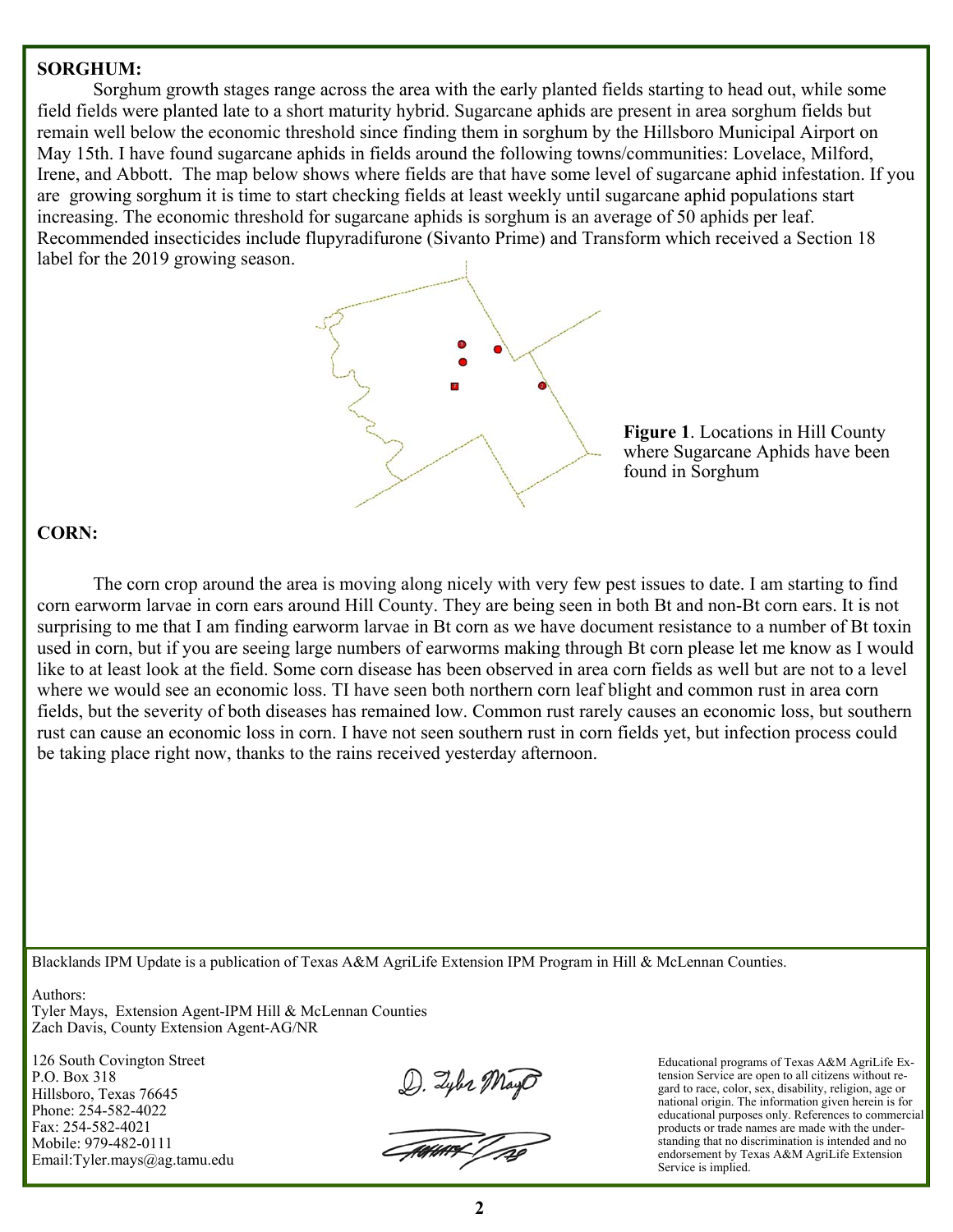**SORGHUM:**

Sorghum growth stages range across the area with the early planted fields starting to head out, while some field fields were planted late to a short maturity hybrid. Sugarcane aphids are present in area sorghum fields but remain well below the economic threshold since finding them in sorghum by the Hillsboro Municipal Airport on May 15th. I have found sugarcane aphids in fields around the following towns/communities: Lovelace, Milford, Irene, and Abbott. The map below shows where fields are that have some level of sugarcane aphid infestation. If you are growing sorghum it is time to start checking fields at least weekly until sugarcane aphid populations start increasing. The economic threshold for sugarcane aphids is sorghum is an average of 50 aphids per leaf. Recommended insecticides include flupyradifurone (Sivanto Prime) and Transform which received a Section 18 label for the 2019 growing season.

**Figure 1**. Locations in Hill County where Sugarcane Aphids have been found in Sorghum

**CORN:**

The corn crop around the area is moving along nicely with very few pest issues to date. I am starting to find corn earworm larvae in corn ears around Hill County. They are being seen in both Bt and non-Bt corn ears. It is not surprising to me that I am finding earworm larvae in Bt corn as we have document resistance to a number of Bt toxin used in corn, but if you are seeing large numbers of earworms making through Bt corn please let me know as I would like to at least look at the field. Some corn disease has been observed in area corn fields as well but are not to a level where we would see an economic loss. TI have seen both northern corn leaf blight and common rust in area corn fields, but the severity of both diseases has remained low. Common rust rarely causes an economic loss, but southern rust can cause an economic loss in corn. I have not seen southern rust in corn fields yet, but infection process could be taking place right now, thanks to the rains received yesterday afternoon.

Blacklands IPM Update is a publication of Texas A&M AgriLife Extension IPM Program in Hill & McLennan Counties.

Authors:
Tyler Mays, Extension Agent-IPM Hill & McLennan Counties
Zach Davis, County Extension Agent-AG/NR

126 South Covington Street
P.O. Box 318
Hillsboro, Texas 76645
Phone: 254-582-4022
Fax: 254-582-4021
Mobile: 979-482-0111
Email:Tyler.mays@ag.tamu.edu

Educational programs of Texas A&M AgriLife Extension Service are open to all citizens without regard to race, color, sex, disability, religion, age or national origin. The information given herein is for educational purposes only. References to commercial products or trade names are made with the understanding that no discrimination is intended and no endorsement by Texas A&M AgriLife Extension Service is implied.